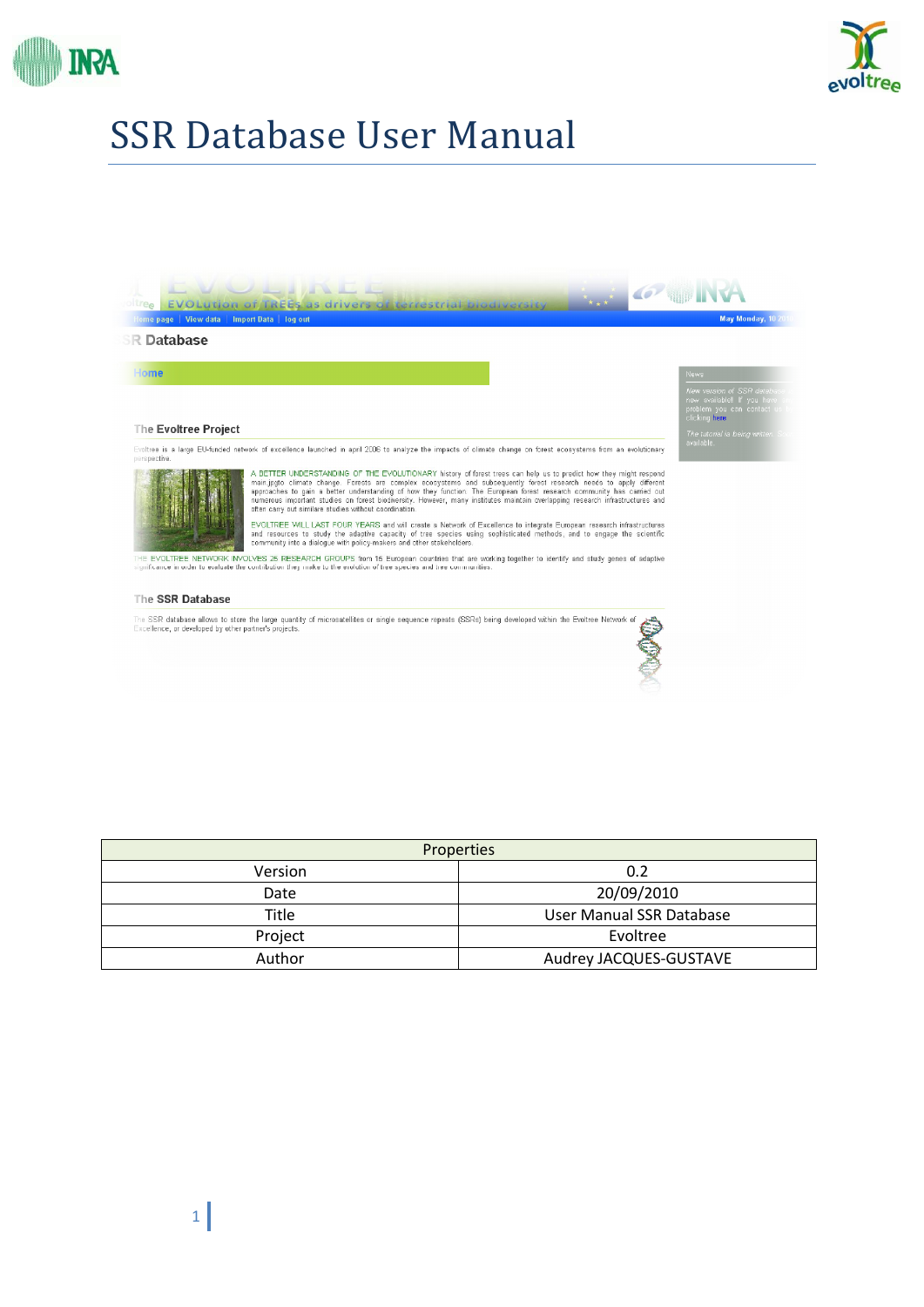# SSR Database User Manual

| Properties | |
|---|---|
| Version | 0.2 |
| Date | 20/09/2010 |
| Title | User Manual SSR Database |
| Project | Evoltree |
| Author | Audrey JACQUES-GUSTAVE |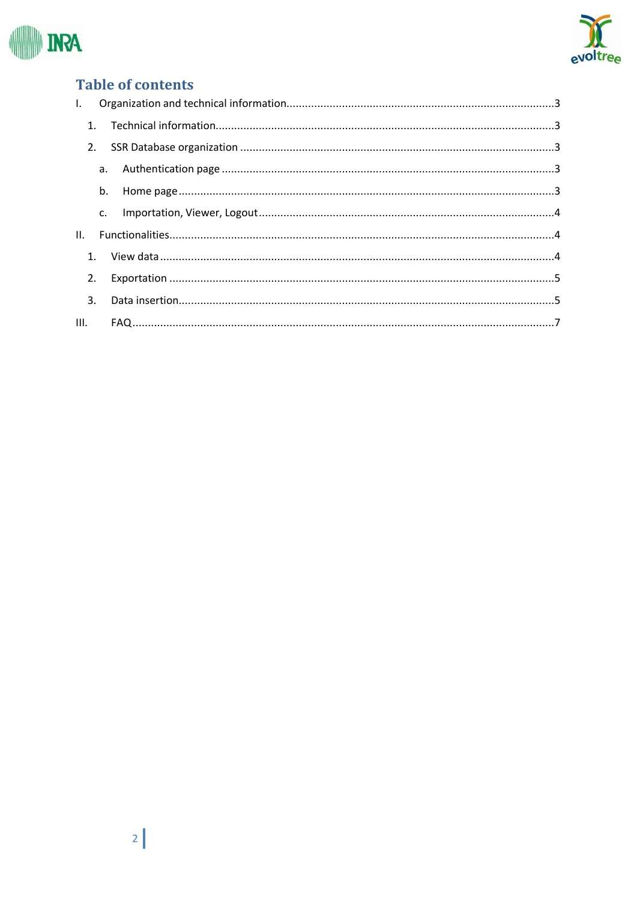# Table of contents

I. Organization and technical information.....3

1. Technical information.....3
2. SSR Database organization.....3
   a. Authentication page.....3
   b. Home page.....3
   c. Importation, Viewer, Logout.....4

II. Functionalities.....4

1. View data.....4
2. Exportation.....5
3. Data insertion.....5

III. FAQ.....7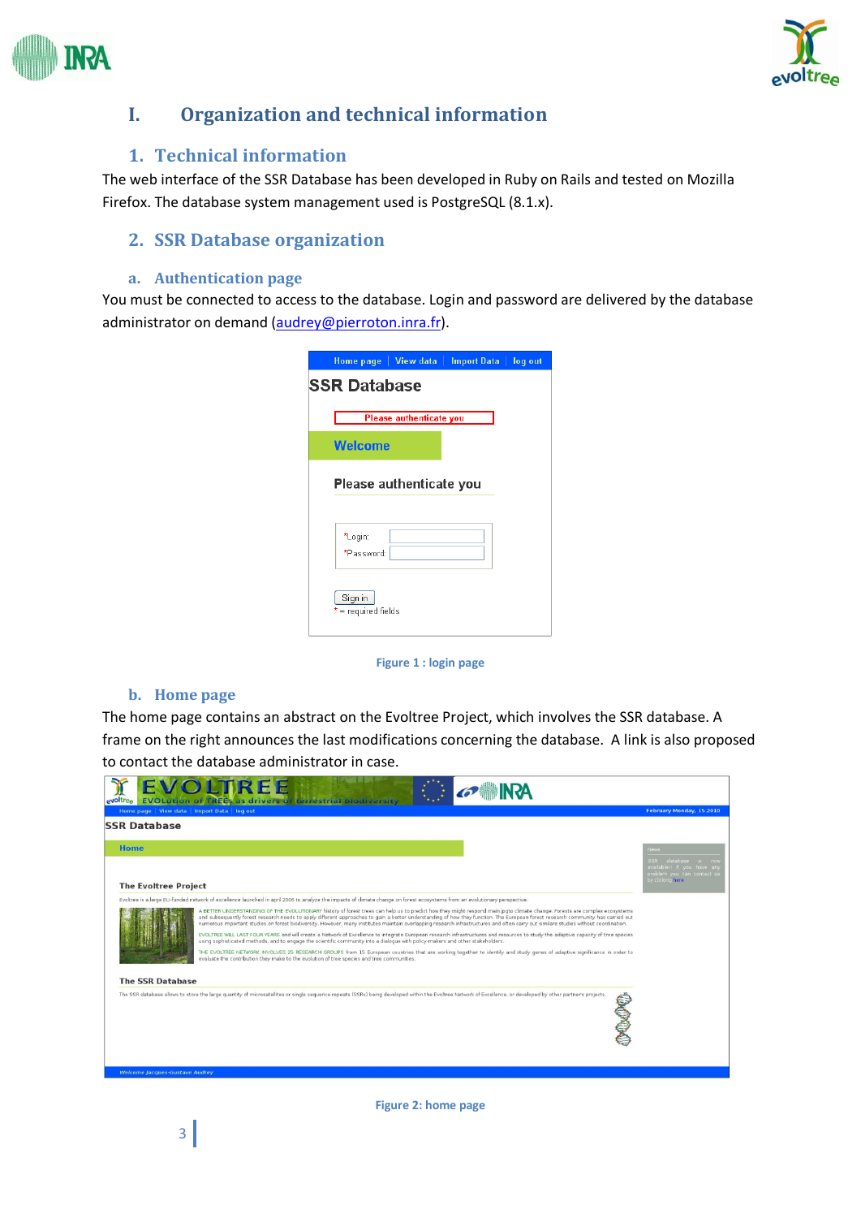# I. Organization and technical information

## 1. Technical information

The web interface of the SSR Database has been developed in Ruby on Rails and tested on Mozilla Firefox. The database system management used is PostgreSQL (8.1.x).

## 2. SSR Database organization

### a. Authentication page

You must be connected to access to the database. Login and password are delivered by the database administrator on demand (audrey@pierroton.inra.fr).

Figure 1 : login page

### b. Home page

The home page contains an abstract on the Evoltree Project, which involves the SSR database. A frame on the right announces the last modifications concerning the database. A link is also proposed to contact the database administrator in case.

Figure 2: home page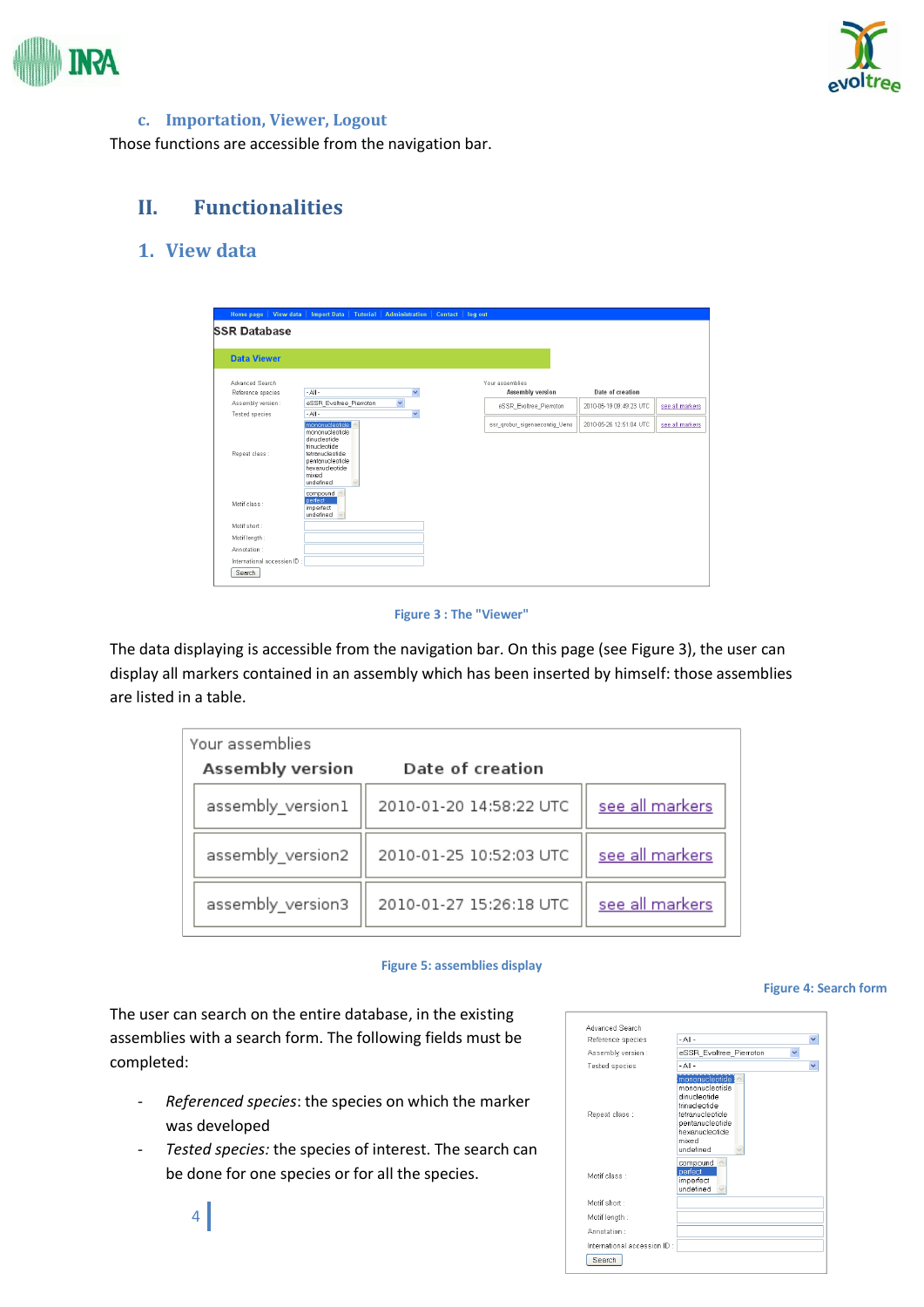### c. Importation, Viewer, Logout

Those functions are accessible from the navigation bar.

# II. Functionalities

## 1. View data

Figure 3 : The "Viewer"

The data displaying is accessible from the navigation bar. On this page (see Figure 3), the user can display all markers contained in an assembly which has been inserted by himself: those assemblies are listed in a table.

Your assemblies

| Assembly version | Date of creation | |
|---|---|---|
| assembly_version1 | 2010-01-20 14:58:22 UTC | see all markers |
| assembly_version2 | 2010-01-25 10:52:03 UTC | see all markers |
| assembly_version3 | 2010-01-27 15:26:18 UTC | see all markers |

Figure 5: assemblies display

Figure 4: Search form

The user can search on the entire database, in the existing assemblies with a search form. The following fields must be completed:

- *Referenced species*: the species on which the marker was developed
- *Tested species:* the species of interest. The search can be done for one species or for all the species.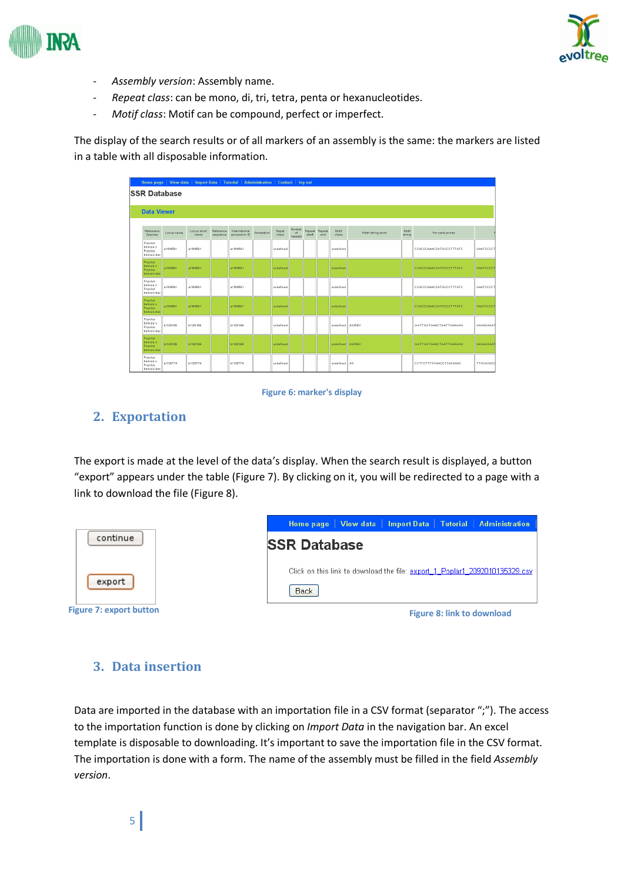- *Assembly version*: Assembly name.
- *Repeat class*: can be mono, di, tri, tetra, penta or hexanucleotides.
- *Motif class*: Motif can be compound, perfect or imperfect.

The display of the search results or of all markers of an assembly is the same: the markers are listed in a table with all disposable information.

Figure 6: marker's display

## 2. Exportation

The export is made at the level of the data's display. When the search result is displayed, a button "export" appears under the table (Figure 7). By clicking on it, you will be redirected to a page with a link to download the file (Figure 8).

Figure 7: export button

Figure 8: link to download

## 3. Data insertion

Data are imported in the database with an importation file in a CSV format (separator ";"). The access to the importation function is done by clicking on *Import Data* in the navigation bar. An excel template is disposable to downloading. It's important to save the importation file in the CSV format. The importation is done with a form. The name of the assembly must be filled in the field *Assembly version*.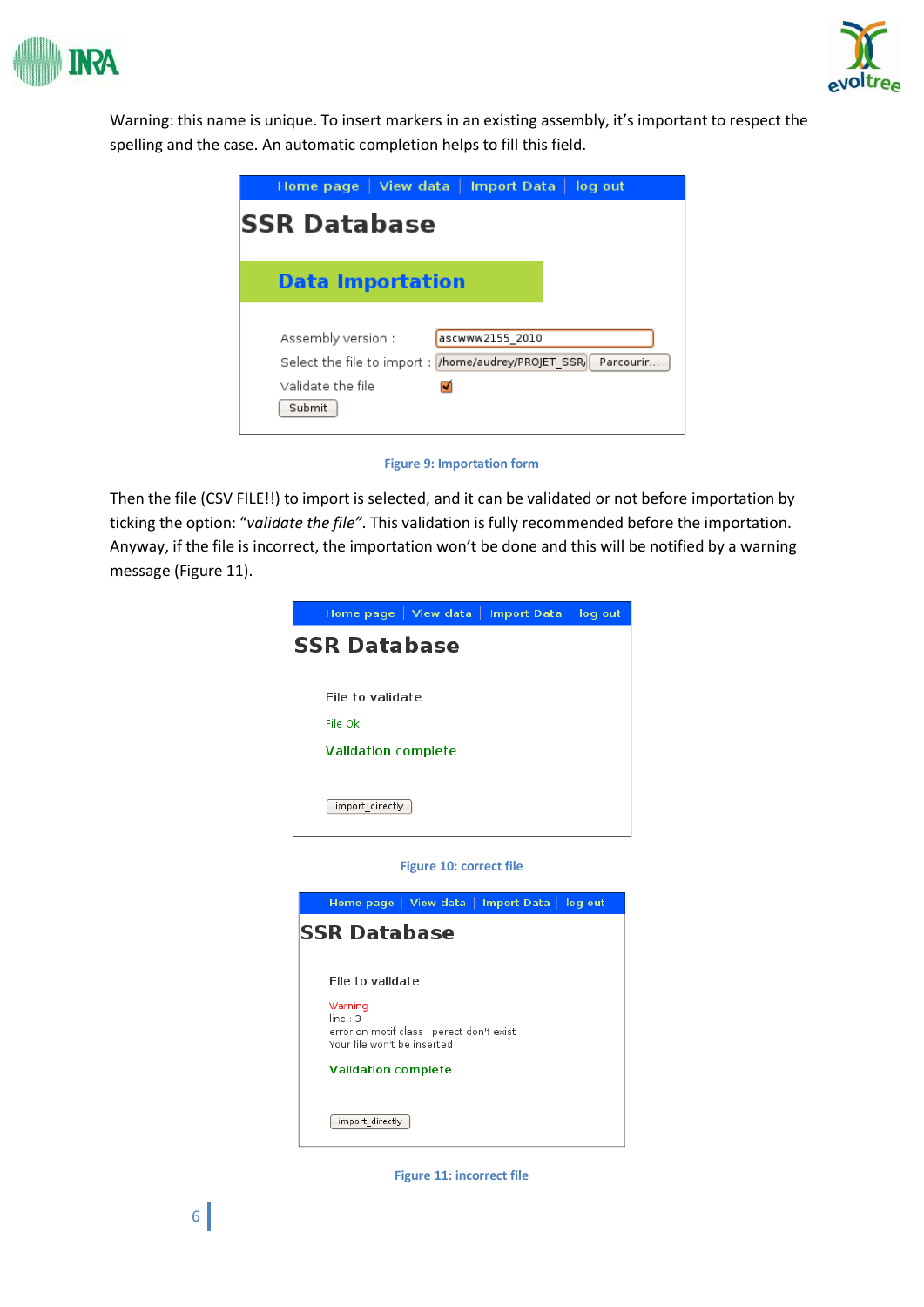Warning: this name is unique. To insert markers in an existing assembly, it's important to respect the spelling and the case. An automatic completion helps to fill this field.

Home page | View data | Import Data | log out

SSR Database

Data Importation

Assembly version : ascwww2155_2010

Select the file to import : /home/audrey/PROJET_SSR/ Parcourir...

Validate the file

Submit

Figure 9: Importation form

Then the file (CSV FILE!!) to import is selected, and it can be validated or not before importation by ticking the option: "*validate the file"*. This validation is fully recommended before the importation. Anyway, if the file is incorrect, the importation won't be done and this will be notified by a warning message (Figure 11).

Home page | View data | Import Data | log out

SSR Database

File to validate

File Ok

Validation complete

import_directly

Figure 10: correct file

Home page | View data | Import Data | log out

SSR Database

File to validate

Warning
line : 3
error on motif class : perect don't exist
Your file won't be inserted

Validation complete

import_directly

Figure 11: incorrect file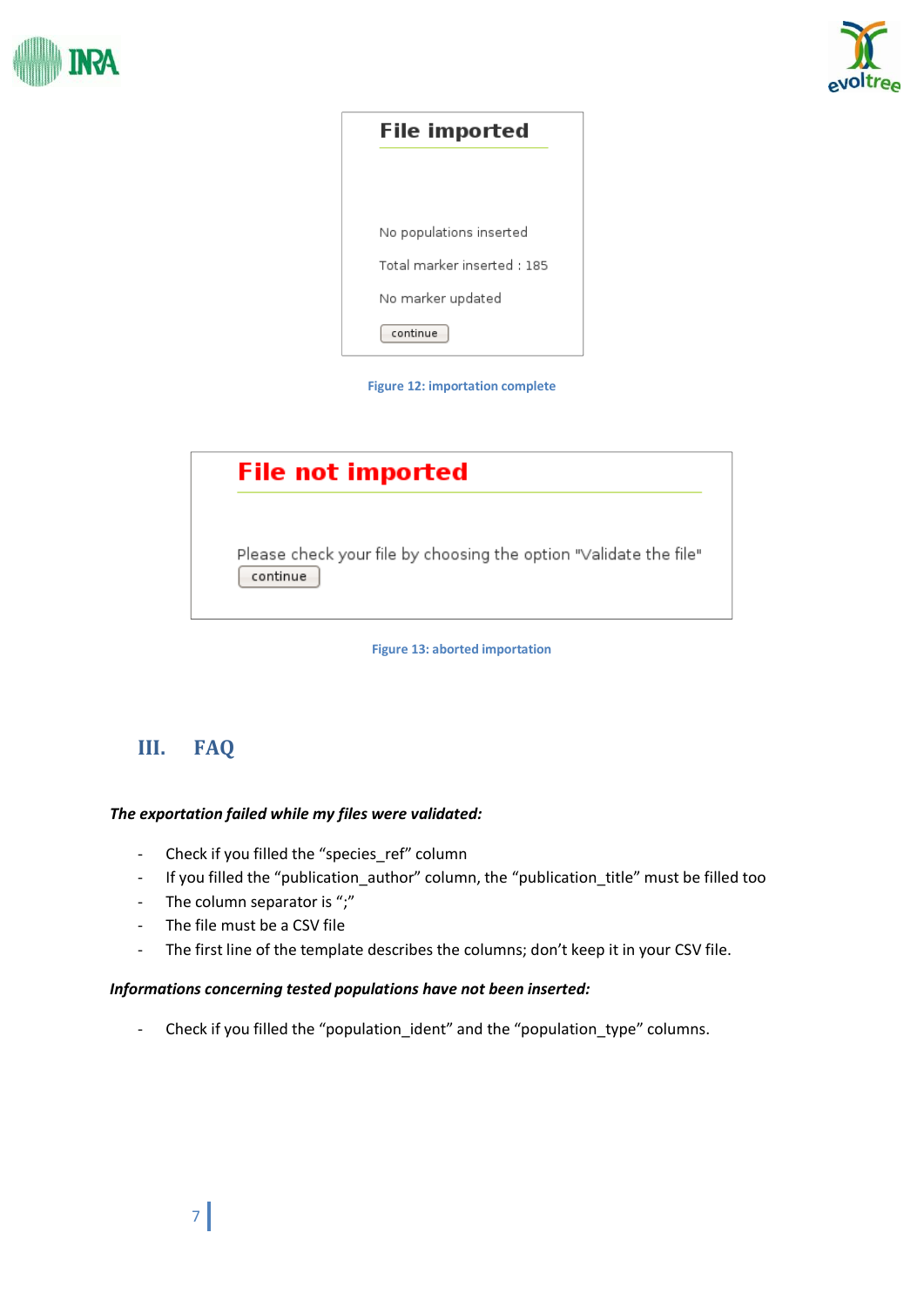**File imported**

No populations inserted

Total marker inserted : 185

No marker updated

continue

Figure 12: importation complete

**File not imported**

Please check your file by choosing the option "Validate the file"

continue

Figure 13: aborted importation

## III. FAQ

***The exportation failed while my files were validated:***

- Check if you filled the "species_ref" column
- If you filled the "publication_author" column, the "publication_title" must be filled too
- The column separator is ";"
- The file must be a CSV file
- The first line of the template describes the columns; don't keep it in your CSV file.

***Informations concerning tested populations have not been inserted:***

- Check if you filled the "population_ident" and the "population_type" columns.